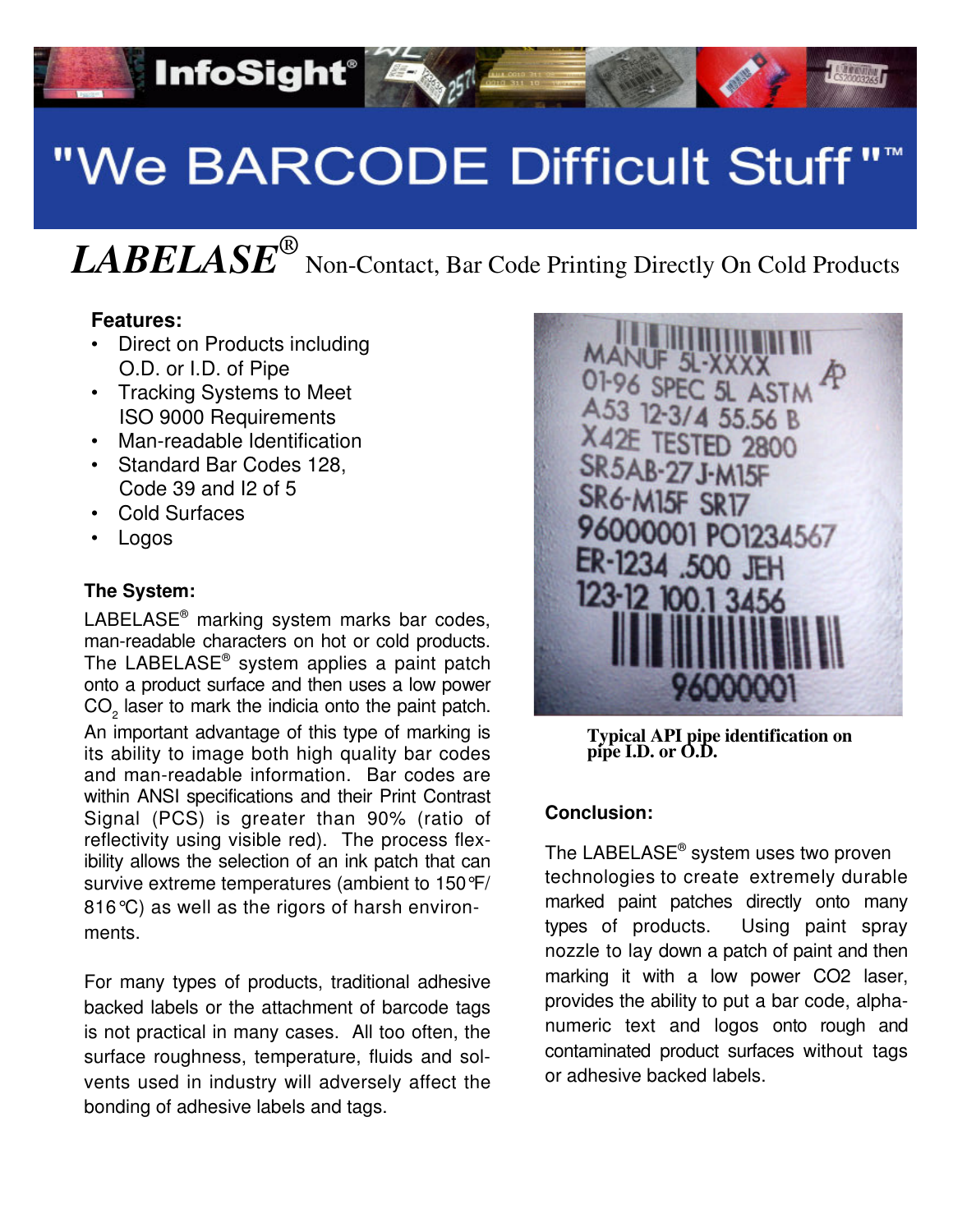# "We BARCODE Difficult Stuff"™

## *LABELASE®* Non-Contact, Bar Code Printing Directly On Cold Products

**Features:**

- Direct on Products including O.D. or I.D. of Pipe
- Tracking Systems to Meet ISO 9000 Requirements
- Man-readable Identification
- Standard Bar Codes 128, Code 39 and I2 of 5
- Cold Surfaces
- Logos

**The System:**

LABELASE® marking system marks bar codes, man-readable characters on hot or cold products. The LABELASE® system applies a paint patch onto a product surface and then uses a low power $CO_2$ laser to mark the indicia onto the paint patch. An important advantage of this type of marking is its ability to image both high quality bar codes and man-readable information. Bar codes are within ANSI specifications and their Print Contrast Signal (PCS) is greater than 90% (ratio of reflectivity using visible red). The process flexibility allows the selection of an ink patch that can survive extreme temperatures (ambient to 150°F/ 816°C) as well as the rigors of harsh environments.

For many types of products, traditional adhesive backed labels or the attachment of barcode tags is not practical in many cases. All too often, the surface roughness, temperature, fluids and solvents used in industry will adversely affect the bonding of adhesive labels and tags.

**Typical API pipe identification on pipe I.D. or O.D.**

**Conclusion:**

The LABELASE® system uses two proven technologies to create extremely durable marked paint patches directly onto many types of products. Using paint spray nozzle to lay down a patch of paint and then marking it with a low power CO2 laser, provides the ability to put a bar code, alpha-numeric text and logos onto rough and contaminated product surfaces without tags or adhesive backed labels.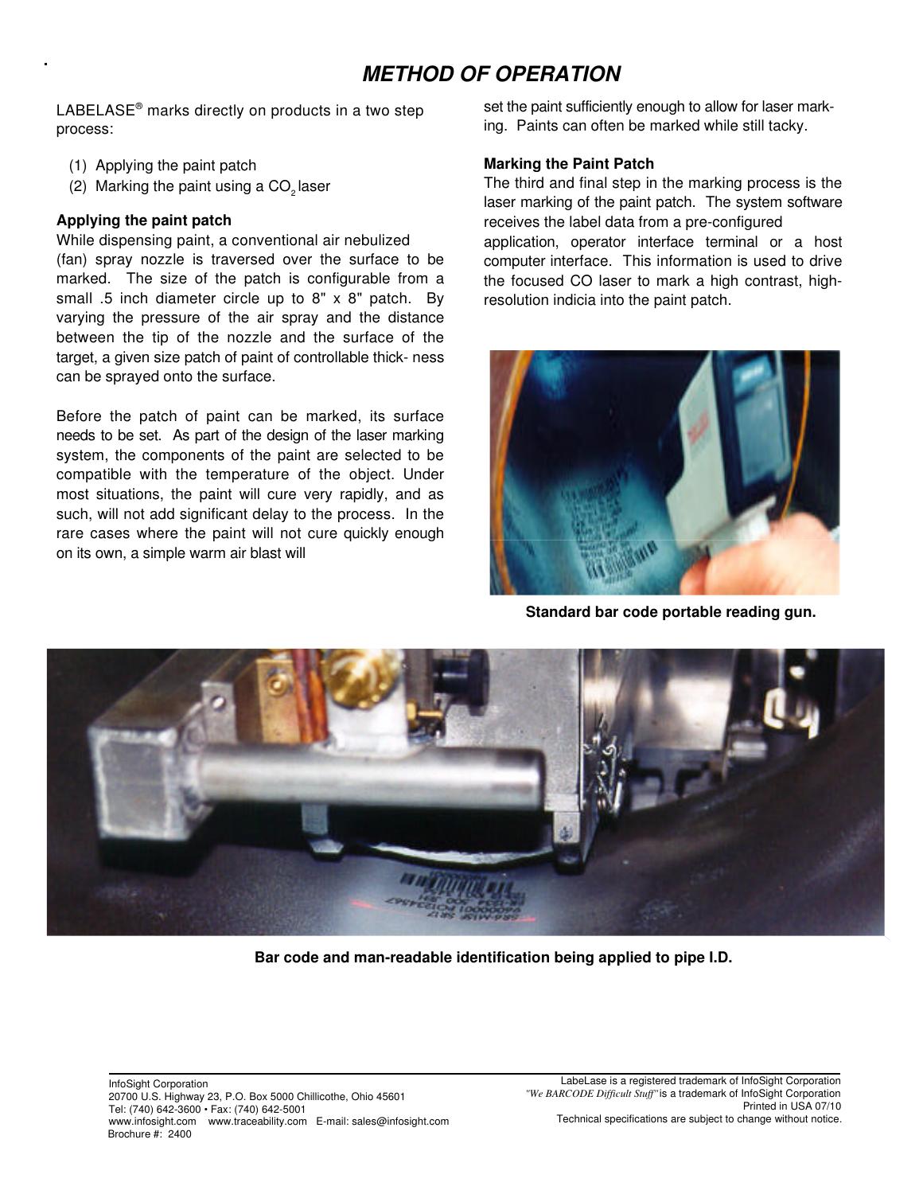# METHOD OF OPERATION

LABELASE® marks directly on products in a two step process:

1. Applying the paint patch
2. Marking the paint using a $CO_2$ laser

### Applying the paint patch

While dispensing paint, a conventional air nebulized (fan) spray nozzle is traversed over the surface to be marked. The size of the patch is configurable from a small .5 inch diameter circle up to 8" x 8" patch. By varying the pressure of the air spray and the distance between the tip of the nozzle and the surface of the target, a given size patch of paint of controllable thick- ness can be sprayed onto the surface.

Before the patch of paint can be marked, its surface needs to be set. As part of the design of the laser marking system, the components of the paint are selected to be compatible with the temperature of the object. Under most situations, the paint will cure very rapidly, and as such, will not add significant delay to the process. In the rare cases where the paint will not cure quickly enough on its own, a simple warm air blast will set the paint sufficiently enough to allow for laser marking. Paints can often be marked while still tacky.

### Marking the Paint Patch

The third and final step in the marking process is the laser marking of the paint patch. The system software receives the label data from a pre-configured application, operator interface terminal or a host computer interface. This information is used to drive the focused CO laser to mark a high contrast, high-resolution indicia into the paint patch.

**Standard bar code portable reading gun.**

**Bar code and man-readable identification being applied to pipe I.D.**

InfoSight Corporation
20700 U.S. Highway 23, P.O. Box 5000 Chillicothe, Ohio 45601
Tel: (740) 642-3600 • Fax: (740) 642-5001
www.infosight.com www.traceability.com E-mail: sales@infosight.com
Brochure #: 2400

LabeLase is a registered trademark of InfoSight Corporation
*"We BARCODE Difficult Stuff"* is a trademark of InfoSight Corporation
Printed in USA 07/10
Technical specifications are subject to change without notice.